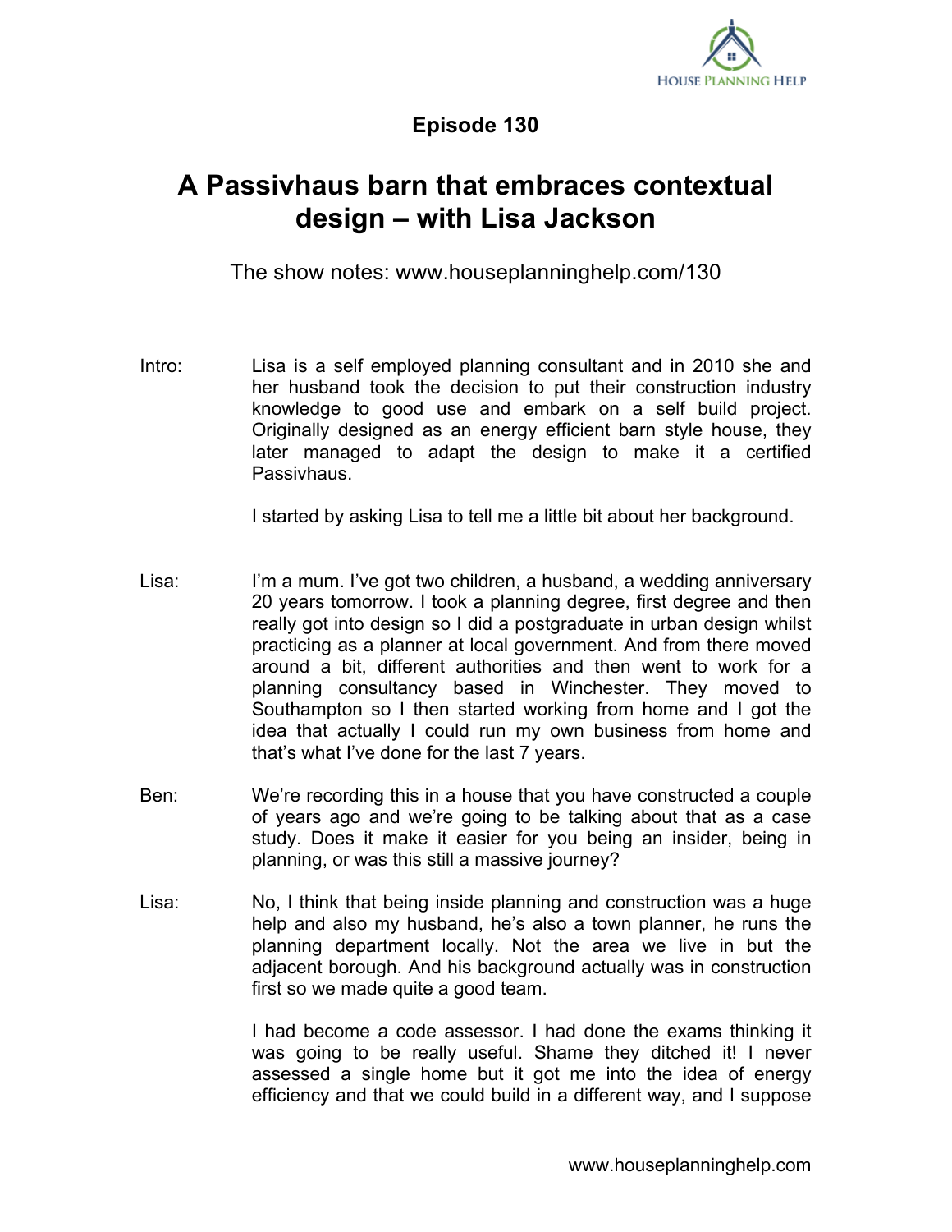## Episode 130

# A Passivhaus barn that embraces contextual design – with Lisa Jackson

The show notes: www.houseplanninghelp.com/130

Intro: Lisa is a self employed planning consultant and in 2010 she and her husband took the decision to put their construction industry knowledge to good use and embark on a self build project. Originally designed as an energy efficient barn style house, they later managed to adapt the design to make it a certified Passivhaus.

I started by asking Lisa to tell me a little bit about her background.

Lisa: I'm a mum. I've got two children, a husband, a wedding anniversary 20 years tomorrow. I took a planning degree, first degree and then really got into design so I did a postgraduate in urban design whilst practicing as a planner at local government. And from there moved around a bit, different authorities and then went to work for a planning consultancy based in Winchester. They moved to Southampton so I then started working from home and I got the idea that actually I could run my own business from home and that's what I've done for the last 7 years.

Ben: We're recording this in a house that you have constructed a couple of years ago and we're going to be talking about that as a case study. Does it make it easier for you being an insider, being in planning, or was this still a massive journey?

Lisa: No, I think that being inside planning and construction was a huge help and also my husband, he's also a town planner, he runs the planning department locally. Not the area we live in but the adjacent borough. And his background actually was in construction first so we made quite a good team.

I had become a code assessor. I had done the exams thinking it was going to be really useful. Shame they ditched it! I never assessed a single home but it got me into the idea of energy efficiency and that we could build in a different way, and I suppose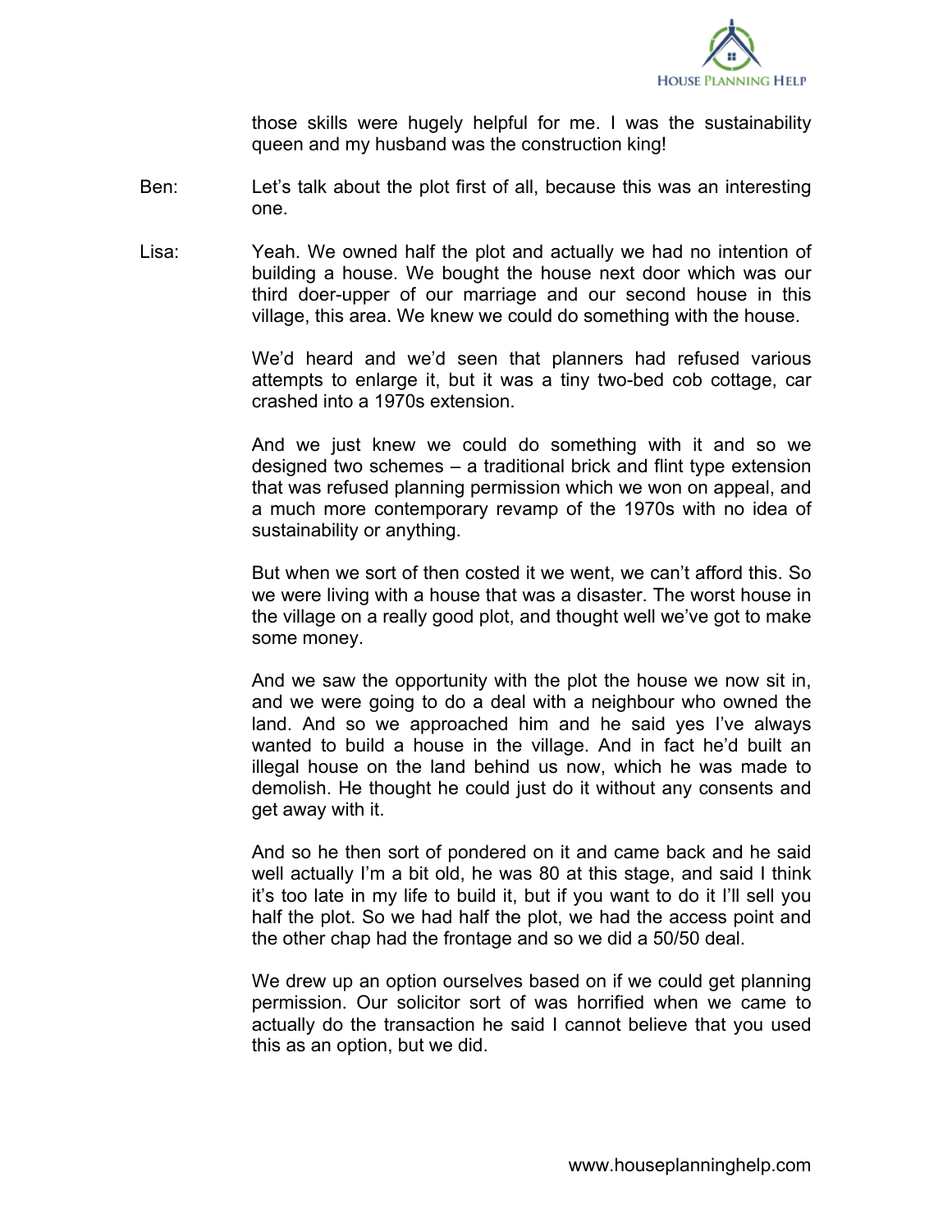those skills were hugely helpful for me. I was the sustainability queen and my husband was the construction king!

**Ben:** Let's talk about the plot first of all, because this was an interesting one.

**Lisa:** Yeah. We owned half the plot and actually we had no intention of building a house. We bought the house next door which was our third doer-upper of our marriage and our second house in this village, this area. We knew we could do something with the house.

We'd heard and we'd seen that planners had refused various attempts to enlarge it, but it was a tiny two-bed cob cottage, car crashed into a 1970s extension.

And we just knew we could do something with it and so we designed two schemes – a traditional brick and flint type extension that was refused planning permission which we won on appeal, and a much more contemporary revamp of the 1970s with no idea of sustainability or anything.

But when we sort of then costed it we went, we can't afford this. So we were living with a house that was a disaster. The worst house in the village on a really good plot, and thought well we've got to make some money.

And we saw the opportunity with the plot the house we now sit in, and we were going to do a deal with a neighbour who owned the land. And so we approached him and he said yes I've always wanted to build a house in the village. And in fact he'd built an illegal house on the land behind us now, which he was made to demolish. He thought he could just do it without any consents and get away with it.

And so he then sort of pondered on it and came back and he said well actually I'm a bit old, he was 80 at this stage, and said I think it's too late in my life to build it, but if you want to do it I'll sell you half the plot. So we had half the plot, we had the access point and the other chap had the frontage and so we did a 50/50 deal.

We drew up an option ourselves based on if we could get planning permission. Our solicitor sort of was horrified when we came to actually do the transaction he said I cannot believe that you used this as an option, but we did.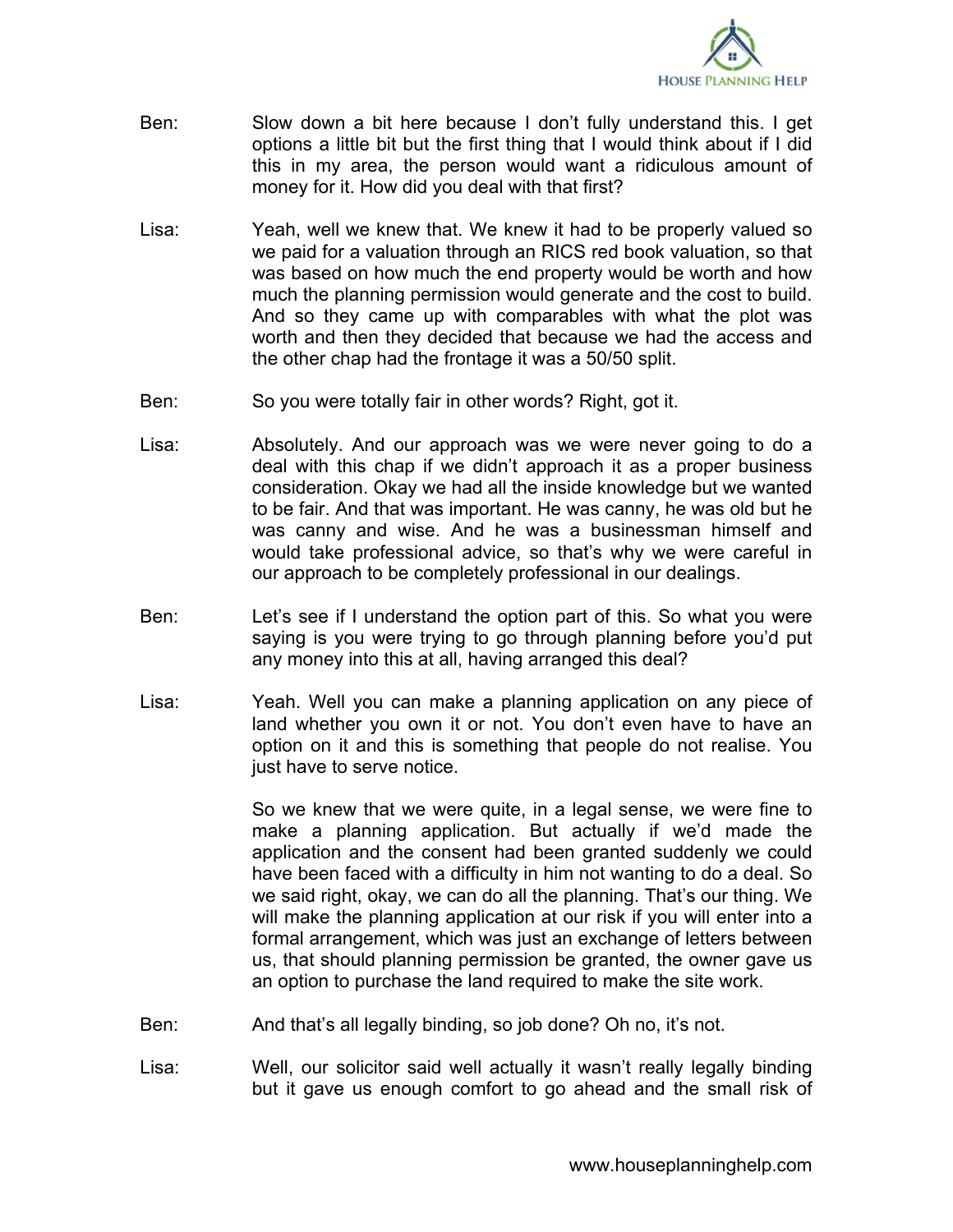Ben: Slow down a bit here because I don't fully understand this. I get options a little bit but the first thing that I would think about if I did this in my area, the person would want a ridiculous amount of money for it. How did you deal with that first?

Lisa: Yeah, well we knew that. We knew it had to be properly valued so we paid for a valuation through an RICS red book valuation, so that was based on how much the end property would be worth and how much the planning permission would generate and the cost to build. And so they came up with comparables with what the plot was worth and then they decided that because we had the access and the other chap had the frontage it was a 50/50 split.

Ben: So you were totally fair in other words? Right, got it.

Lisa: Absolutely. And our approach was we were never going to do a deal with this chap if we didn't approach it as a proper business consideration. Okay we had all the inside knowledge but we wanted to be fair. And that was important. He was canny, he was old but he was canny and wise. And he was a businessman himself and would take professional advice, so that's why we were careful in our approach to be completely professional in our dealings.

Ben: Let's see if I understand the option part of this. So what you were saying is you were trying to go through planning before you'd put any money into this at all, having arranged this deal?

Lisa: Yeah. Well you can make a planning application on any piece of land whether you own it or not. You don't even have to have an option on it and this is something that people do not realise. You just have to serve notice.

So we knew that we were quite, in a legal sense, we were fine to make a planning application. But actually if we'd made the application and the consent had been granted suddenly we could have been faced with a difficulty in him not wanting to do a deal. So we said right, okay, we can do all the planning. That's our thing. We will make the planning application at our risk if you will enter into a formal arrangement, which was just an exchange of letters between us, that should planning permission be granted, the owner gave us an option to purchase the land required to make the site work.

Ben: And that's all legally binding, so job done? Oh no, it's not.

Lisa: Well, our solicitor said well actually it wasn't really legally binding but it gave us enough comfort to go ahead and the small risk of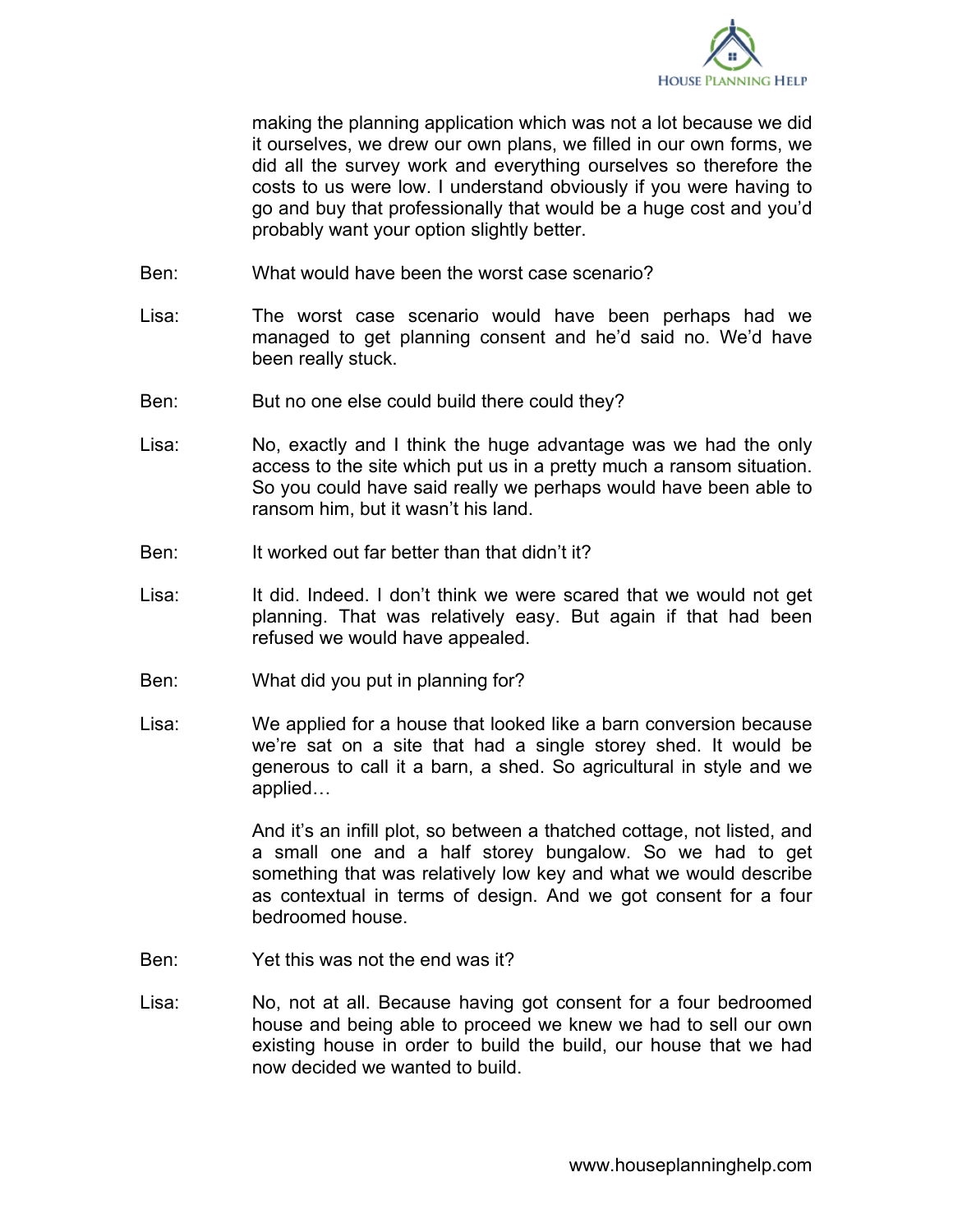making the planning application which was not a lot because we did it ourselves, we drew our own plans, we filled in our own forms, we did all the survey work and everything ourselves so therefore the costs to us were low. I understand obviously if you were having to go and buy that professionally that would be a huge cost and you'd probably want your option slightly better.

Ben: What would have been the worst case scenario?

Lisa: The worst case scenario would have been perhaps had we managed to get planning consent and he'd said no. We'd have been really stuck.

Ben: But no one else could build there could they?

Lisa: No, exactly and I think the huge advantage was we had the only access to the site which put us in a pretty much a ransom situation. So you could have said really we perhaps would have been able to ransom him, but it wasn't his land.

Ben: It worked out far better than that didn't it?

Lisa: It did. Indeed. I don't think we were scared that we would not get planning. That was relatively easy. But again if that had been refused we would have appealed.

Ben: What did you put in planning for?

Lisa: We applied for a house that looked like a barn conversion because we're sat on a site that had a single storey shed. It would be generous to call it a barn, a shed. So agricultural in style and we applied…

And it's an infill plot, so between a thatched cottage, not listed, and a small one and a half storey bungalow. So we had to get something that was relatively low key and what we would describe as contextual in terms of design. And we got consent for a four bedroomed house.

Ben: Yet this was not the end was it?

Lisa: No, not at all. Because having got consent for a four bedroomed house and being able to proceed we knew we had to sell our own existing house in order to build the build, our house that we had now decided we wanted to build.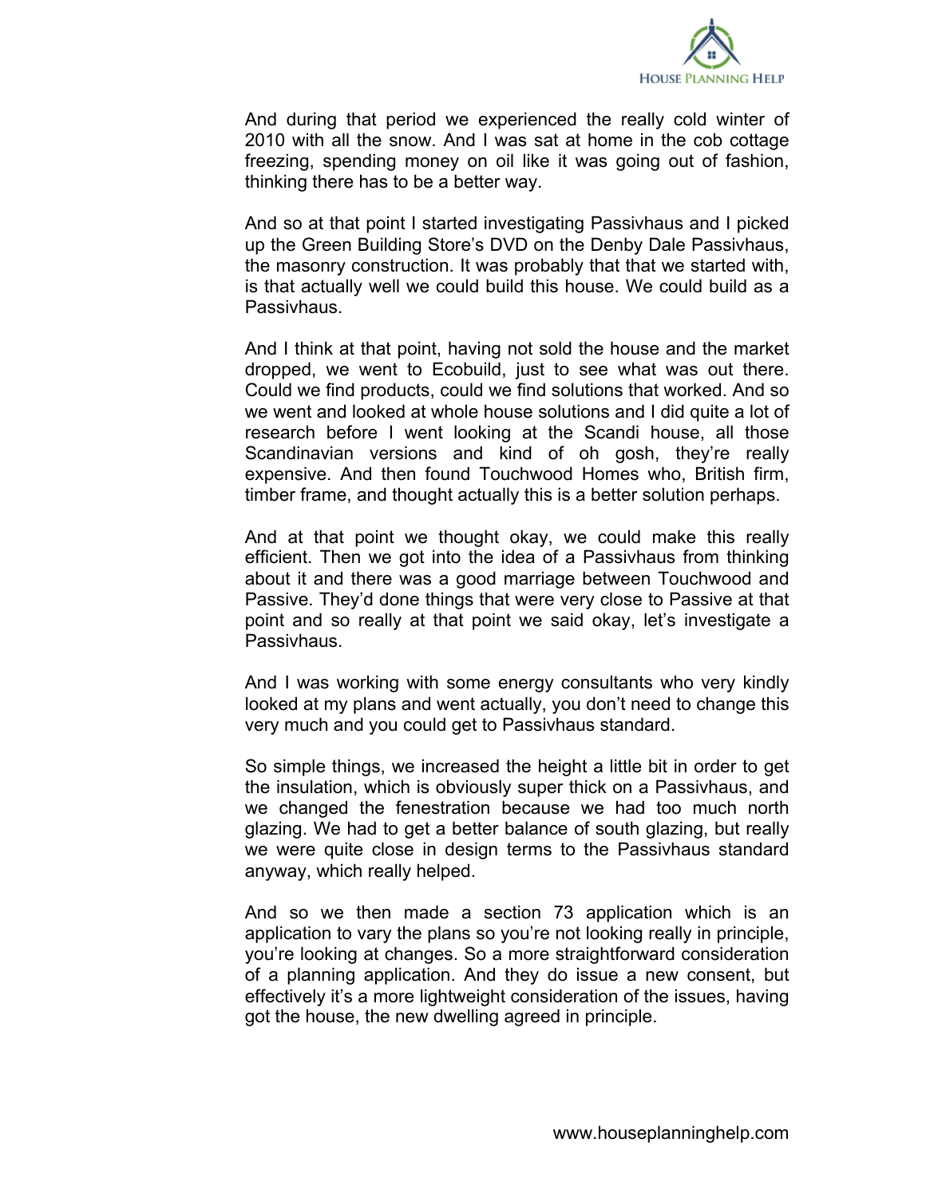And during that period we experienced the really cold winter of 2010 with all the snow. And I was sat at home in the cob cottage freezing, spending money on oil like it was going out of fashion, thinking there has to be a better way.

And so at that point I started investigating Passivhaus and I picked up the Green Building Store's DVD on the Denby Dale Passivhaus, the masonry construction. It was probably that that we started with, is that actually well we could build this house. We could build as a Passivhaus.

And I think at that point, having not sold the house and the market dropped, we went to Ecobuild, just to see what was out there. Could we find products, could we find solutions that worked. And so we went and looked at whole house solutions and I did quite a lot of research before I went looking at the Scandi house, all those Scandinavian versions and kind of oh gosh, they're really expensive. And then found Touchwood Homes who, British firm, timber frame, and thought actually this is a better solution perhaps.

And at that point we thought okay, we could make this really efficient. Then we got into the idea of a Passivhaus from thinking about it and there was a good marriage between Touchwood and Passive. They'd done things that were very close to Passive at that point and so really at that point we said okay, let's investigate a Passivhaus.

And I was working with some energy consultants who very kindly looked at my plans and went actually, you don't need to change this very much and you could get to Passivhaus standard.

So simple things, we increased the height a little bit in order to get the insulation, which is obviously super thick on a Passivhaus, and we changed the fenestration because we had too much north glazing. We had to get a better balance of south glazing, but really we were quite close in design terms to the Passivhaus standard anyway, which really helped.

And so we then made a section 73 application which is an application to vary the plans so you're not looking really in principle, you're looking at changes. So a more straightforward consideration of a planning application. And they do issue a new consent, but effectively it's a more lightweight consideration of the issues, having got the house, the new dwelling agreed in principle.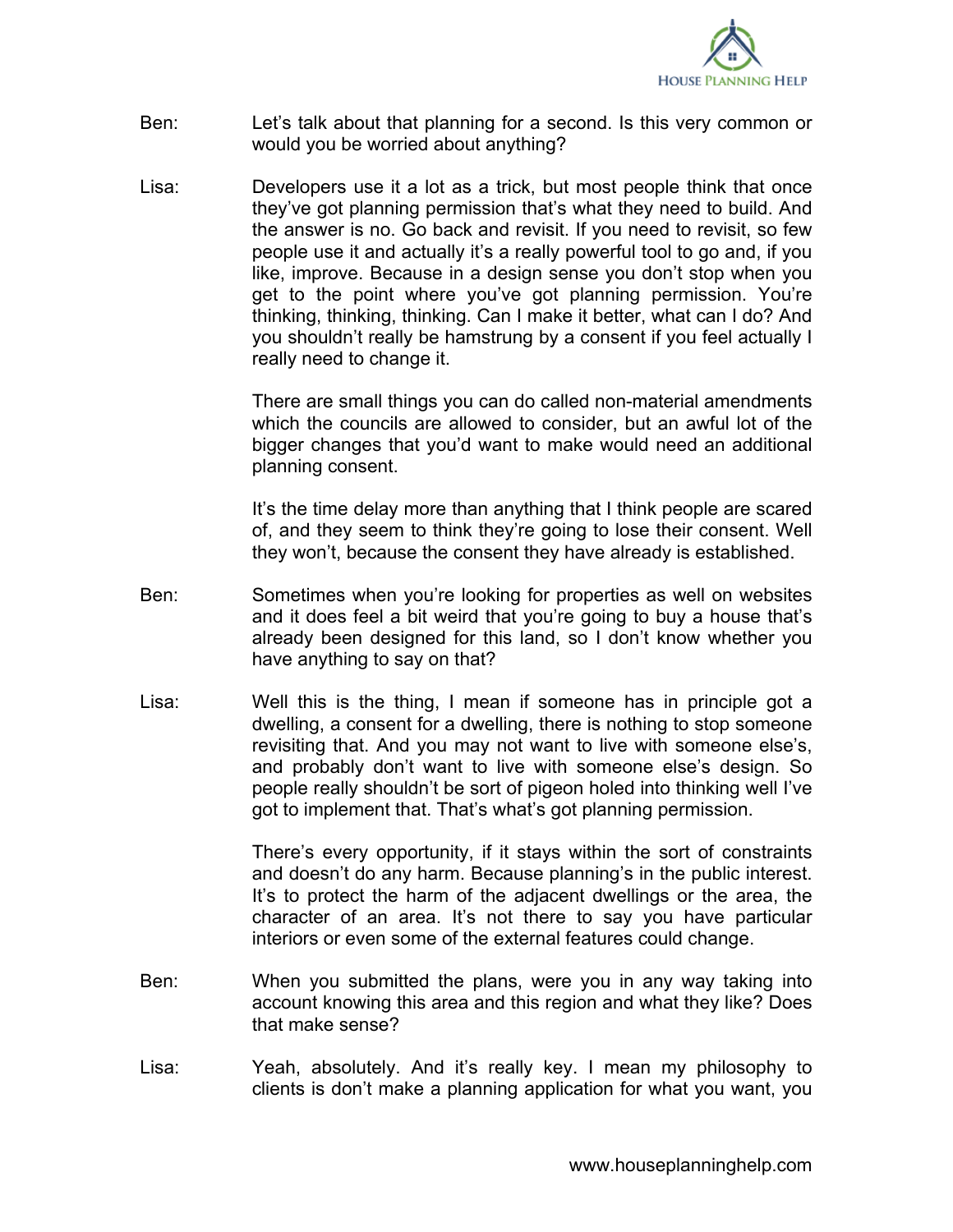Ben: Let's talk about that planning for a second. Is this very common or would you be worried about anything?

Lisa: Developers use it a lot as a trick, but most people think that once they've got planning permission that's what they need to build. And the answer is no. Go back and revisit. If you need to revisit, so few people use it and actually it's a really powerful tool to go and, if you like, improve. Because in a design sense you don't stop when you get to the point where you've got planning permission. You're thinking, thinking, thinking. Can I make it better, what can I do? And you shouldn't really be hamstrung by a consent if you feel actually I really need to change it.

There are small things you can do called non-material amendments which the councils are allowed to consider, but an awful lot of the bigger changes that you'd want to make would need an additional planning consent.

It's the time delay more than anything that I think people are scared of, and they seem to think they're going to lose their consent. Well they won't, because the consent they have already is established.

Ben: Sometimes when you're looking for properties as well on websites and it does feel a bit weird that you're going to buy a house that's already been designed for this land, so I don't know whether you have anything to say on that?

Lisa: Well this is the thing, I mean if someone has in principle got a dwelling, a consent for a dwelling, there is nothing to stop someone revisiting that. And you may not want to live with someone else's, and probably don't want to live with someone else's design. So people really shouldn't be sort of pigeon holed into thinking well I've got to implement that. That's what's got planning permission.

There's every opportunity, if it stays within the sort of constraints and doesn't do any harm. Because planning's in the public interest. It's to protect the harm of the adjacent dwellings or the area, the character of an area. It's not there to say you have particular interiors or even some of the external features could change.

Ben: When you submitted the plans, were you in any way taking into account knowing this area and this region and what they like? Does that make sense?

Lisa: Yeah, absolutely. And it's really key. I mean my philosophy to clients is don't make a planning application for what you want, you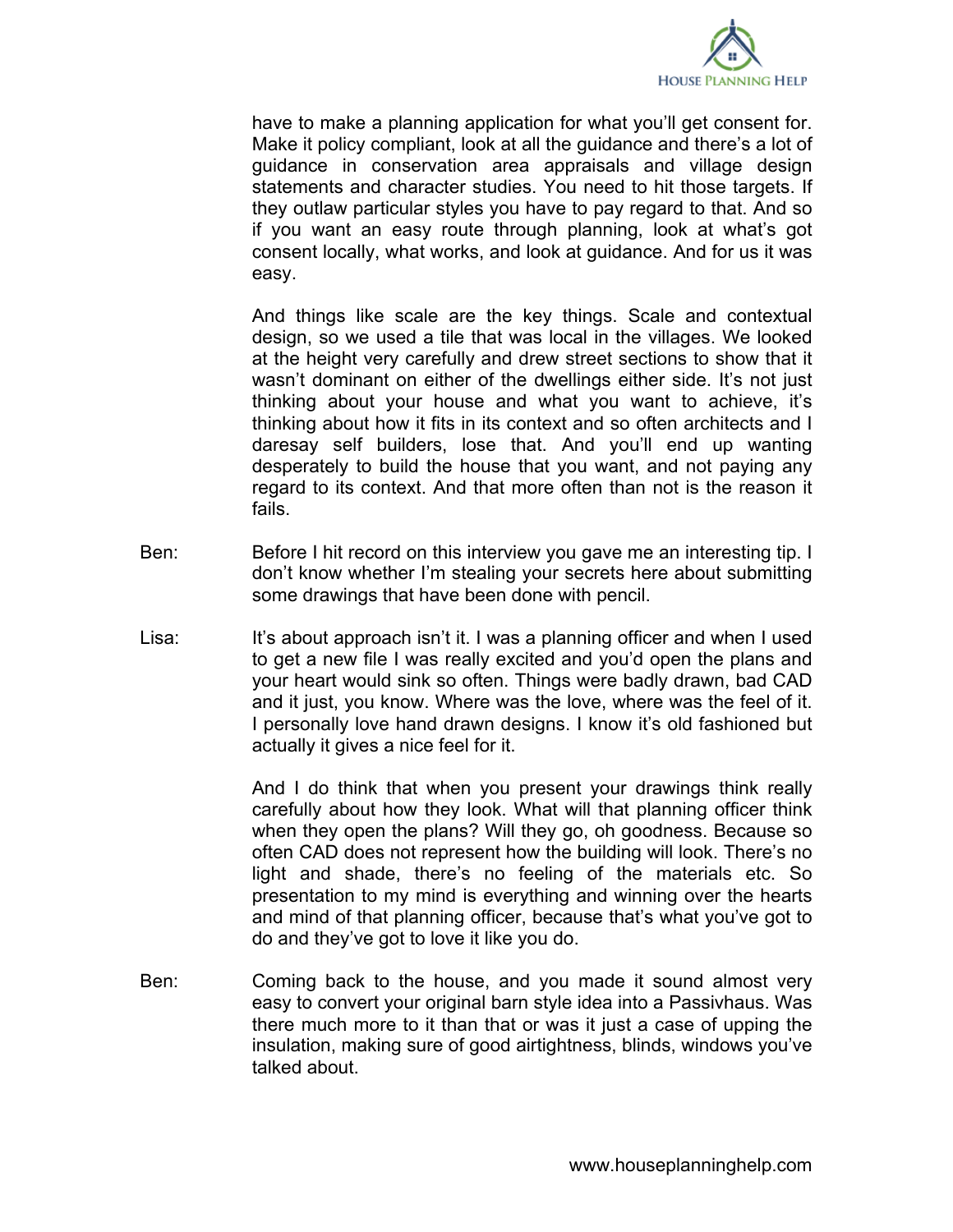have to make a planning application for what you'll get consent for. Make it policy compliant, look at all the guidance and there's a lot of guidance in conservation area appraisals and village design statements and character studies. You need to hit those targets. If they outlaw particular styles you have to pay regard to that. And so if you want an easy route through planning, look at what's got consent locally, what works, and look at guidance. And for us it was easy.

And things like scale are the key things. Scale and contextual design, so we used a tile that was local in the villages. We looked at the height very carefully and drew street sections to show that it wasn't dominant on either of the dwellings either side. It's not just thinking about your house and what you want to achieve, it's thinking about how it fits in its context and so often architects and I daresay self builders, lose that. And you'll end up wanting desperately to build the house that you want, and not paying any regard to its context. And that more often than not is the reason it fails.

Ben: Before I hit record on this interview you gave me an interesting tip. I don't know whether I'm stealing your secrets here about submitting some drawings that have been done with pencil.

Lisa: It's about approach isn't it. I was a planning officer and when I used to get a new file I was really excited and you'd open the plans and your heart would sink so often. Things were badly drawn, bad CAD and it just, you know. Where was the love, where was the feel of it. I personally love hand drawn designs. I know it's old fashioned but actually it gives a nice feel for it.

And I do think that when you present your drawings think really carefully about how they look. What will that planning officer think when they open the plans? Will they go, oh goodness. Because so often CAD does not represent how the building will look. There's no light and shade, there's no feeling of the materials etc. So presentation to my mind is everything and winning over the hearts and mind of that planning officer, because that's what you've got to do and they've got to love it like you do.

Ben: Coming back to the house, and you made it sound almost very easy to convert your original barn style idea into a Passivhaus. Was there much more to it than that or was it just a case of upping the insulation, making sure of good airtightness, blinds, windows you've talked about.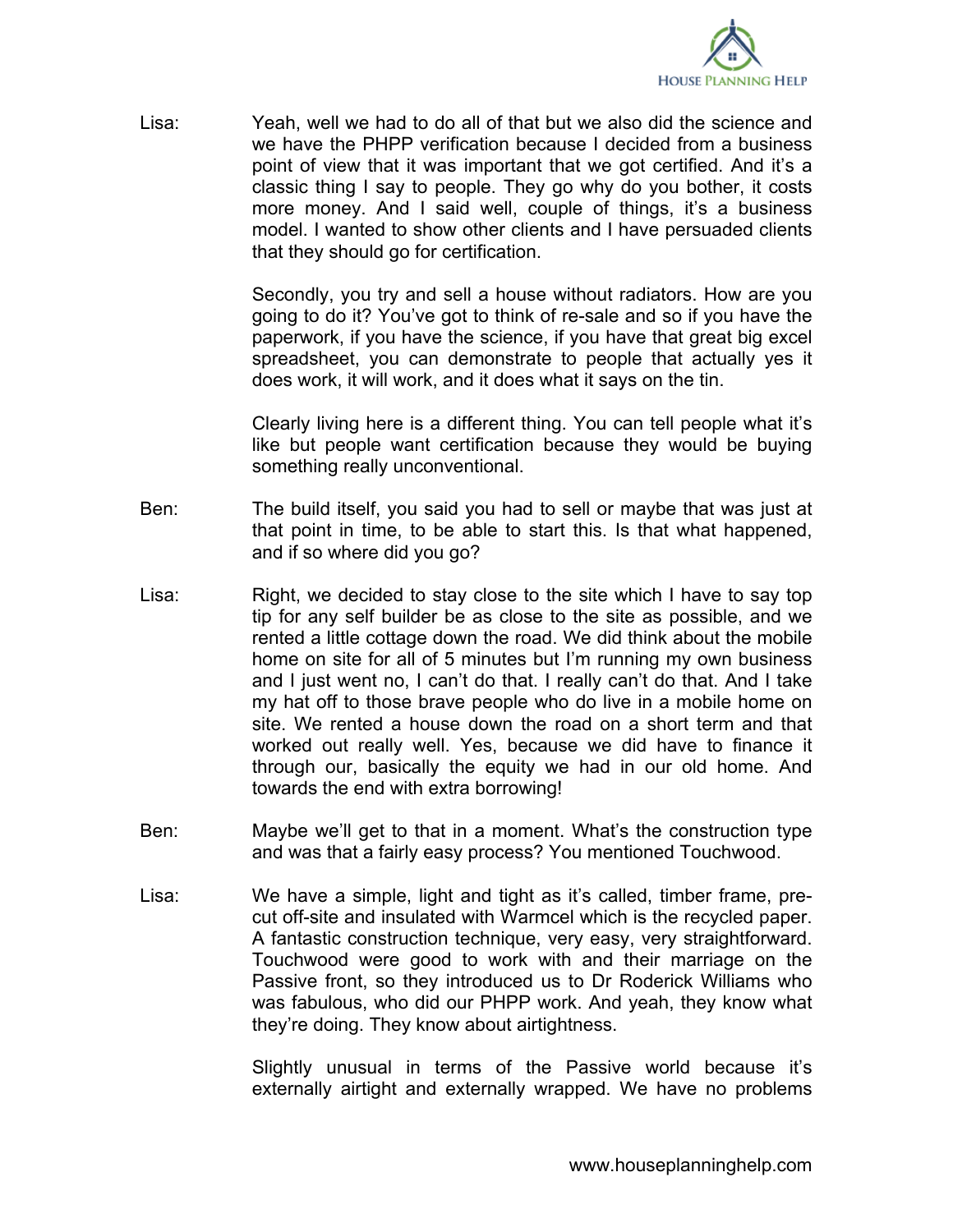Lisa: Yeah, well we had to do all of that but we also did the science and we have the PHPP verification because I decided from a business point of view that it was important that we got certified. And it's a classic thing I say to people. They go why do you bother, it costs more money. And I said well, couple of things, it's a business model. I wanted to show other clients and I have persuaded clients that they should go for certification.

Secondly, you try and sell a house without radiators. How are you going to do it? You've got to think of re-sale and so if you have the paperwork, if you have the science, if you have that great big excel spreadsheet, you can demonstrate to people that actually yes it does work, it will work, and it does what it says on the tin.

Clearly living here is a different thing. You can tell people what it's like but people want certification because they would be buying something really unconventional.

Ben: The build itself, you said you had to sell or maybe that was just at that point in time, to be able to start this. Is that what happened, and if so where did you go?

Lisa: Right, we decided to stay close to the site which I have to say top tip for any self builder be as close to the site as possible, and we rented a little cottage down the road. We did think about the mobile home on site for all of 5 minutes but I'm running my own business and I just went no, I can't do that. I really can't do that. And I take my hat off to those brave people who do live in a mobile home on site. We rented a house down the road on a short term and that worked out really well. Yes, because we did have to finance it through our, basically the equity we had in our old home. And towards the end with extra borrowing!

Ben: Maybe we'll get to that in a moment. What's the construction type and was that a fairly easy process? You mentioned Touchwood.

Lisa: We have a simple, light and tight as it's called, timber frame, pre-cut off-site and insulated with Warmcel which is the recycled paper. A fantastic construction technique, very easy, very straightforward. Touchwood were good to work with and their marriage on the Passive front, so they introduced us to Dr Roderick Williams who was fabulous, who did our PHPP work. And yeah, they know what they're doing. They know about airtightness.

Slightly unusual in terms of the Passive world because it's externally airtight and externally wrapped. We have no problems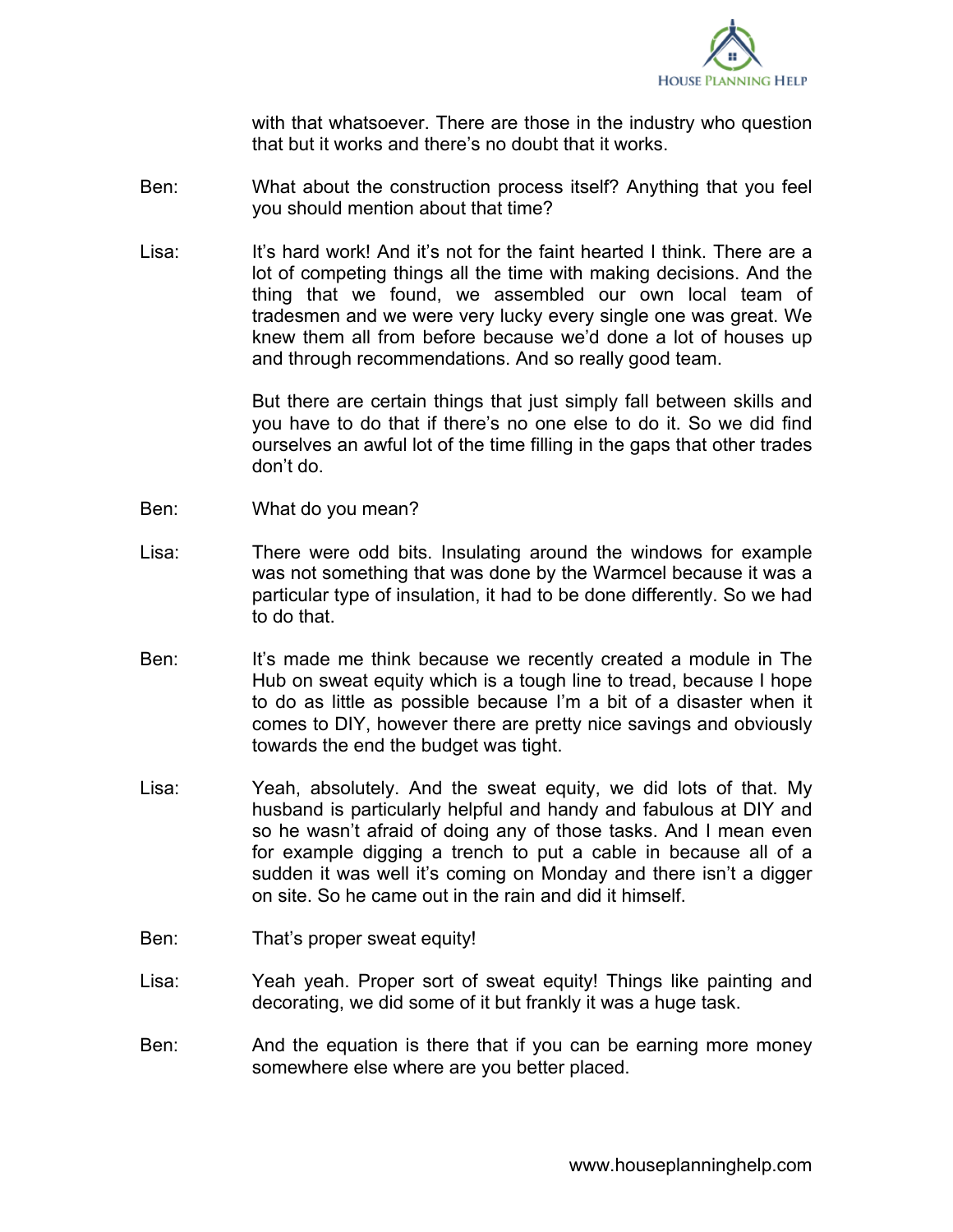with that whatsoever. There are those in the industry who question that but it works and there's no doubt that it works.

Ben: What about the construction process itself? Anything that you feel you should mention about that time?

Lisa: It's hard work! And it's not for the faint hearted I think. There are a lot of competing things all the time with making decisions. And the thing that we found, we assembled our own local team of tradesmen and we were very lucky every single one was great. We knew them all from before because we'd done a lot of houses up and through recommendations. And so really good team.

But there are certain things that just simply fall between skills and you have to do that if there's no one else to do it. So we did find ourselves an awful lot of the time filling in the gaps that other trades don't do.

Ben: What do you mean?

Lisa: There were odd bits. Insulating around the windows for example was not something that was done by the Warmcel because it was a particular type of insulation, it had to be done differently. So we had to do that.

Ben: It's made me think because we recently created a module in The Hub on sweat equity which is a tough line to tread, because I hope to do as little as possible because I'm a bit of a disaster when it comes to DIY, however there are pretty nice savings and obviously towards the end the budget was tight.

Lisa: Yeah, absolutely. And the sweat equity, we did lots of that. My husband is particularly helpful and handy and fabulous at DIY and so he wasn't afraid of doing any of those tasks. And I mean even for example digging a trench to put a cable in because all of a sudden it was well it's coming on Monday and there isn't a digger on site. So he came out in the rain and did it himself.

Ben: That's proper sweat equity!

Lisa: Yeah yeah. Proper sort of sweat equity! Things like painting and decorating, we did some of it but frankly it was a huge task.

Ben: And the equation is there that if you can be earning more money somewhere else where are you better placed.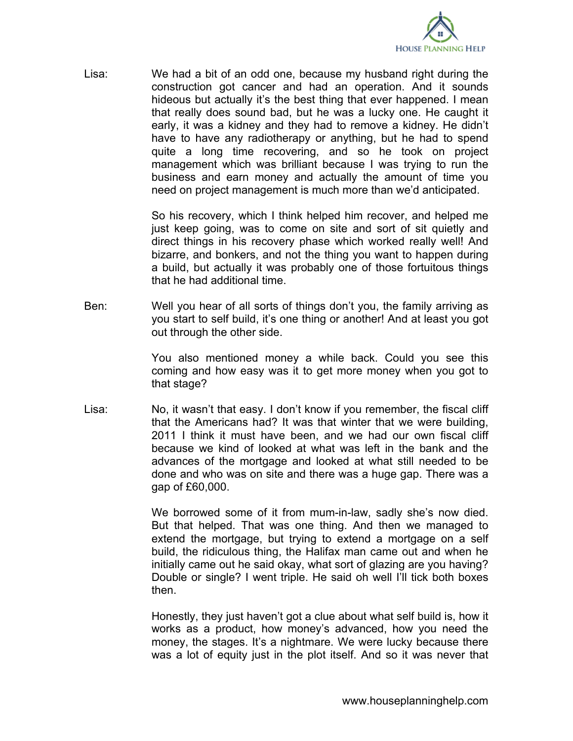Lisa: We had a bit of an odd one, because my husband right during the construction got cancer and had an operation. And it sounds hideous but actually it's the best thing that ever happened. I mean that really does sound bad, but he was a lucky one. He caught it early, it was a kidney and they had to remove a kidney. He didn't have to have any radiotherapy or anything, but he had to spend quite a long time recovering, and so he took on project management which was brilliant because I was trying to run the business and earn money and actually the amount of time you need on project management is much more than we'd anticipated.

So his recovery, which I think helped him recover, and helped me just keep going, was to come on site and sort of sit quietly and direct things in his recovery phase which worked really well! And bizarre, and bonkers, and not the thing you want to happen during a build, but actually it was probably one of those fortuitous things that he had additional time.

Ben: Well you hear of all sorts of things don't you, the family arriving as you start to self build, it's one thing or another! And at least you got out through the other side.

You also mentioned money a while back. Could you see this coming and how easy was it to get more money when you got to that stage?

Lisa: No, it wasn't that easy. I don't know if you remember, the fiscal cliff that the Americans had? It was that winter that we were building, 2011 I think it must have been, and we had our own fiscal cliff because we kind of looked at what was left in the bank and the advances of the mortgage and looked at what still needed to be done and who was on site and there was a huge gap. There was a gap of £60,000.

We borrowed some of it from mum-in-law, sadly she's now died. But that helped. That was one thing. And then we managed to extend the mortgage, but trying to extend a mortgage on a self build, the ridiculous thing, the Halifax man came out and when he initially came out he said okay, what sort of glazing are you having? Double or single? I went triple. He said oh well I'll tick both boxes then.

Honestly, they just haven't got a clue about what self build is, how it works as a product, how money's advanced, how you need the money, the stages. It's a nightmare. We were lucky because there was a lot of equity just in the plot itself. And so it was never that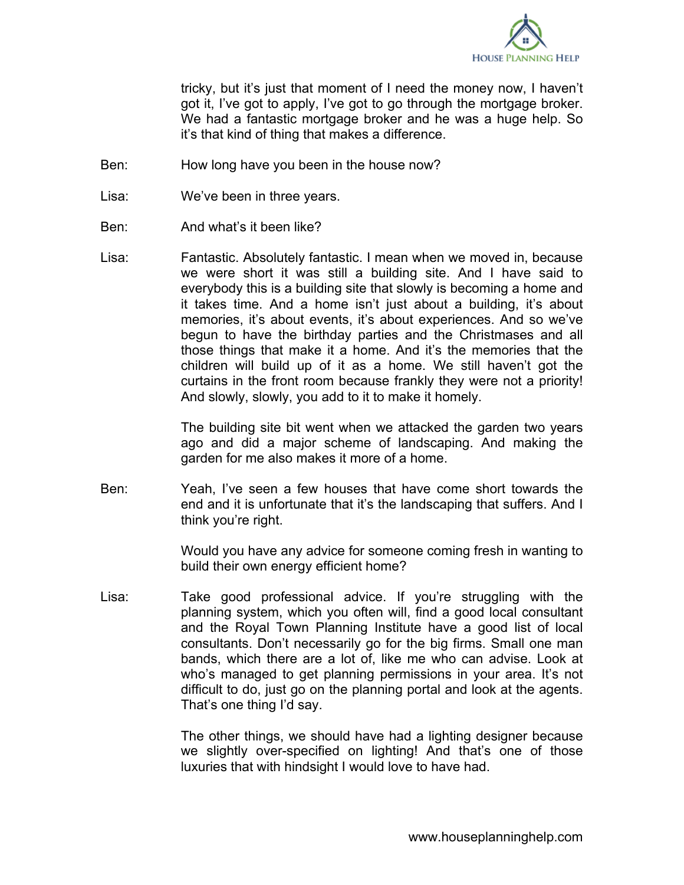tricky, but it's just that moment of I need the money now, I haven't got it, I've got to apply, I've got to go through the mortgage broker. We had a fantastic mortgage broker and he was a huge help. So it's that kind of thing that makes a difference.

Ben: How long have you been in the house now?

Lisa: We've been in three years.

Ben: And what's it been like?

Lisa: Fantastic. Absolutely fantastic. I mean when we moved in, because we were short it was still a building site. And I have said to everybody this is a building site that slowly is becoming a home and it takes time. And a home isn't just about a building, it's about memories, it's about events, it's about experiences. And so we've begun to have the birthday parties and the Christmases and all those things that make it a home. And it's the memories that the children will build up of it as a home. We still haven't got the curtains in the front room because frankly they were not a priority! And slowly, slowly, you add to it to make it homely.

The building site bit went when we attacked the garden two years ago and did a major scheme of landscaping. And making the garden for me also makes it more of a home.

Ben: Yeah, I've seen a few houses that have come short towards the end and it is unfortunate that it's the landscaping that suffers. And I think you're right.

Would you have any advice for someone coming fresh in wanting to build their own energy efficient home?

Lisa: Take good professional advice. If you're struggling with the planning system, which you often will, find a good local consultant and the Royal Town Planning Institute have a good list of local consultants. Don't necessarily go for the big firms. Small one man bands, which there are a lot of, like me who can advise. Look at who's managed to get planning permissions in your area. It's not difficult to do, just go on the planning portal and look at the agents. That's one thing I'd say.

The other things, we should have had a lighting designer because we slightly over-specified on lighting! And that's one of those luxuries that with hindsight I would love to have had.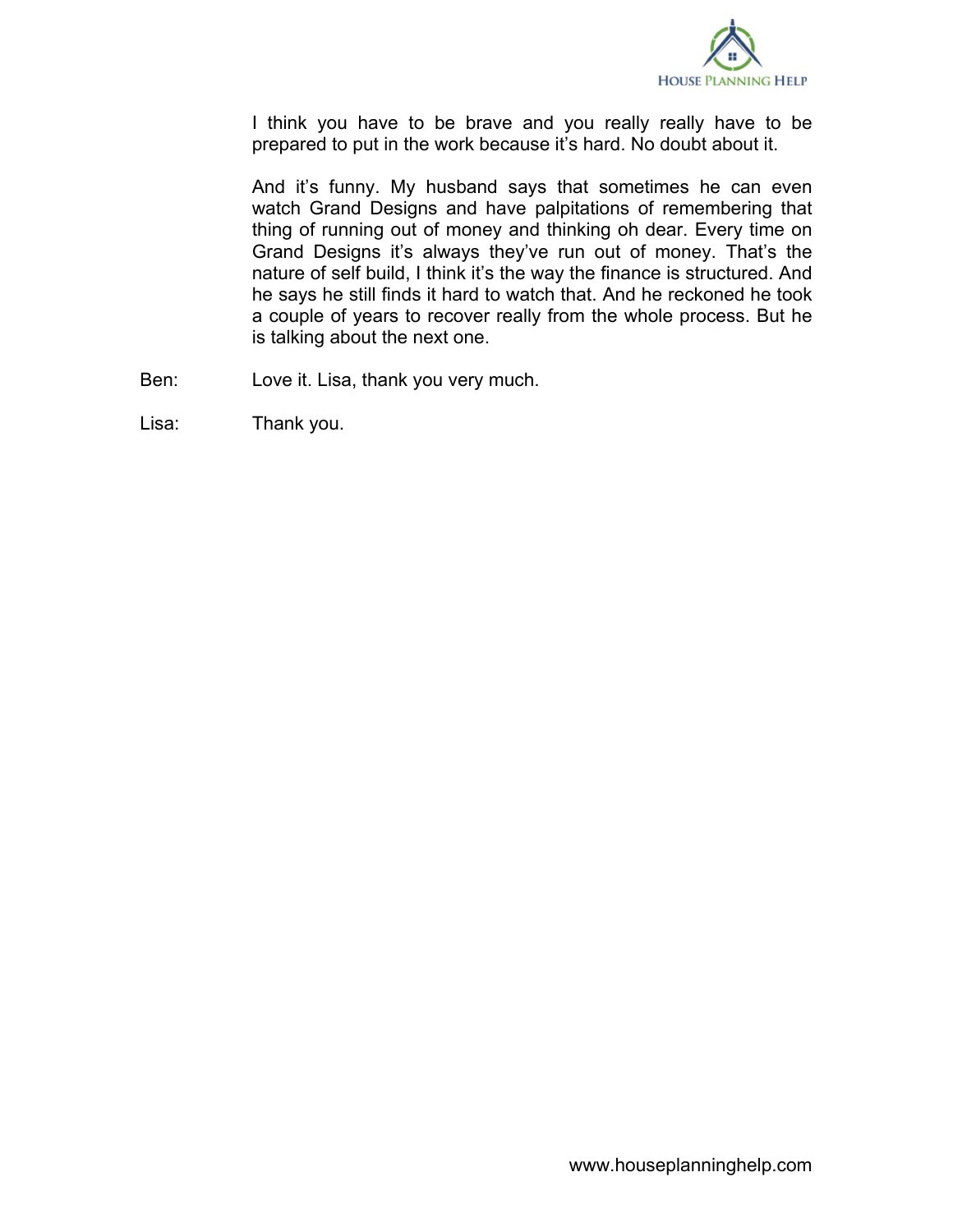I think you have to be brave and you really really have to be prepared to put in the work because it's hard. No doubt about it.

And it's funny. My husband says that sometimes he can even watch Grand Designs and have palpitations of remembering that thing of running out of money and thinking oh dear. Every time on Grand Designs it's always they've run out of money. That's the nature of self build, I think it's the way the finance is structured. And he says he still finds it hard to watch that. And he reckoned he took a couple of years to recover really from the whole process. But he is talking about the next one.

Ben: Love it. Lisa, thank you very much.

Lisa: Thank you.